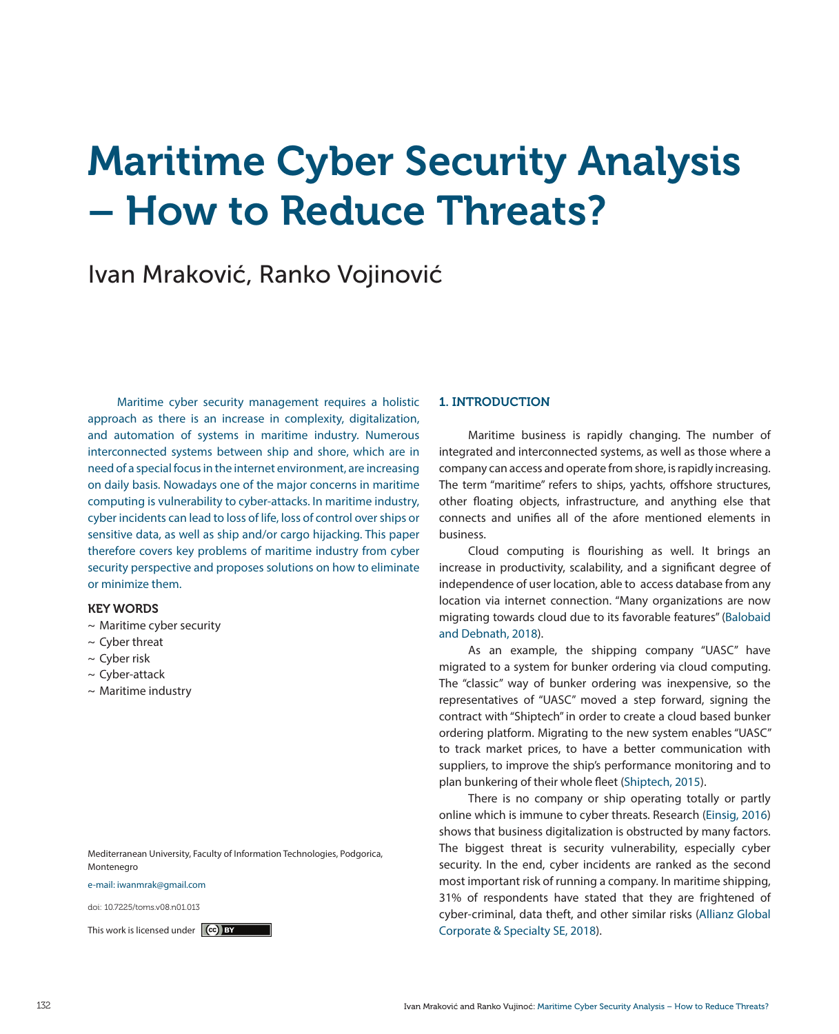# Maritime Cyber Security Analysis – How to Reduce Threats?

Ivan Mraković, Ranko Vojinović

Maritime cyber security management requires a holistic approach as there is an increase in complexity, digitalization, and automation of systems in maritime industry. Numerous interconnected systems between ship and shore, which are in need of a special focus in the internet environment, are increasing on daily basis. Nowadays one of the major concerns in maritime computing is vulnerability to cyber-attacks. In maritime industry, cyber incidents can lead to loss of life, loss of control over ships or sensitive data, as well as ship and/or cargo hijacking. This paper therefore covers key problems of maritime industry from cyber security perspective and proposes solutions on how to eliminate or minimize them.

**KEY WORDS**

~ Maritime cyber security
~ Cyber threat
~ Cyber risk
~ Cyber-attack
~ Maritime industry

Mediterranean University, Faculty of Information Technologies, Podgorica, Montenegro

e-mail: iwanmrak@gmail.com

doi: 10.7225/toms.v08.n01.013

This work is licensed under CC BY

## 1. INTRODUCTION

Maritime business is rapidly changing. The number of integrated and interconnected systems, as well as those where a company can access and operate from shore, is rapidly increasing. The term "maritime" refers to ships, yachts, offshore structures, other floating objects, infrastructure, and anything else that connects and unifies all of the afore mentioned elements in business.

Cloud computing is flourishing as well. It brings an increase in productivity, scalability, and a significant degree of independence of user location, able to access database from any location via internet connection. "Many organizations are now migrating towards cloud due to its favorable features" (Balobaid and Debnath, 2018).

As an example, the shipping company "UASC" have migrated to a system for bunker ordering via cloud computing. The "classic" way of bunker ordering was inexpensive, so the representatives of "UASC" moved a step forward, signing the contract with "Shiptech" in order to create a cloud based bunker ordering platform. Migrating to the new system enables "UASC" to track market prices, to have a better communication with suppliers, to improve the ship's performance monitoring and to plan bunkering of their whole fleet (Shiptech, 2015).

There is no company or ship operating totally or partly online which is immune to cyber threats. Research (Einsig, 2016) shows that business digitalization is obstructed by many factors. The biggest threat is security vulnerability, especially cyber security. In the end, cyber incidents are ranked as the second most important risk of running a company. In maritime shipping, 31% of respondents have stated that they are frightened of cyber-criminal, data theft, and other similar risks (Allianz Global Corporate & Specialty SE, 2018).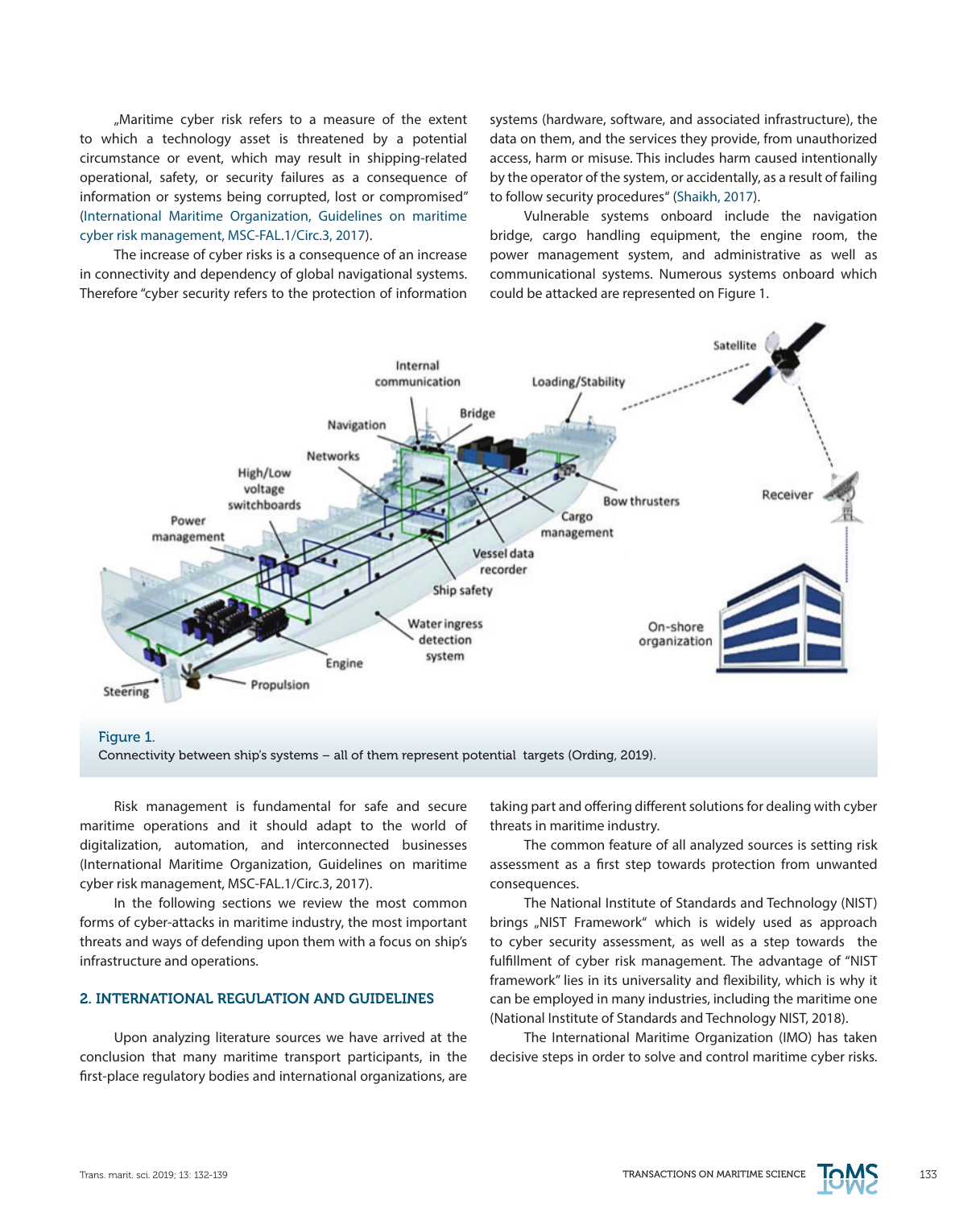„Maritime cyber risk refers to a measure of the extent to which a technology asset is threatened by a potential circumstance or event, which may result in shipping-related operational, safety, or security failures as a consequence of information or systems being corrupted, lost or compromised" (International Maritime Organization, Guidelines on maritime cyber risk management, MSC-FAL.1/Circ.3, 2017).

The increase of cyber risks is a consequence of an increase in connectivity and dependency of global navigational systems. Therefore "cyber security refers to the protection of information systems (hardware, software, and associated infrastructure), the data on them, and the services they provide, from unauthorized access, harm or misuse. This includes harm caused intentionally by the operator of the system, or accidentally, as a result of failing to follow security procedures" (Shaikh, 2017).

Vulnerable systems onboard include the navigation bridge, cargo handling equipment, the engine room, the power management system, and administrative as well as communicational systems. Numerous systems onboard which could be attacked are represented on Figure 1.

Figure 1.
Connectivity between ship's systems – all of them represent potential targets (Ording, 2019).

Risk management is fundamental for safe and secure maritime operations and it should adapt to the world of digitalization, automation, and interconnected businesses (International Maritime Organization, Guidelines on maritime cyber risk management, MSC-FAL.1/Circ.3, 2017).

In the following sections we review the most common forms of cyber-attacks in maritime industry, the most important threats and ways of defending upon them with a focus on ship's infrastructure and operations.

## 2. INTERNATIONAL REGULATION AND GUIDELINES

Upon analyzing literature sources we have arrived at the conclusion that many maritime transport participants, in the first-place regulatory bodies and international organizations, are taking part and offering different solutions for dealing with cyber threats in maritime industry.

The common feature of all analyzed sources is setting risk assessment as a first step towards protection from unwanted consequences.

The National Institute of Standards and Technology (NIST) brings „NIST Framework" which is widely used as approach to cyber security assessment, as well as a step towards the fulfillment of cyber risk management. The advantage of "NIST framework" lies in its universality and flexibility, which is why it can be employed in many industries, including the maritime one (National Institute of Standards and Technology NIST, 2018).

The International Maritime Organization (IMO) has taken decisive steps in order to solve and control maritime cyber risks.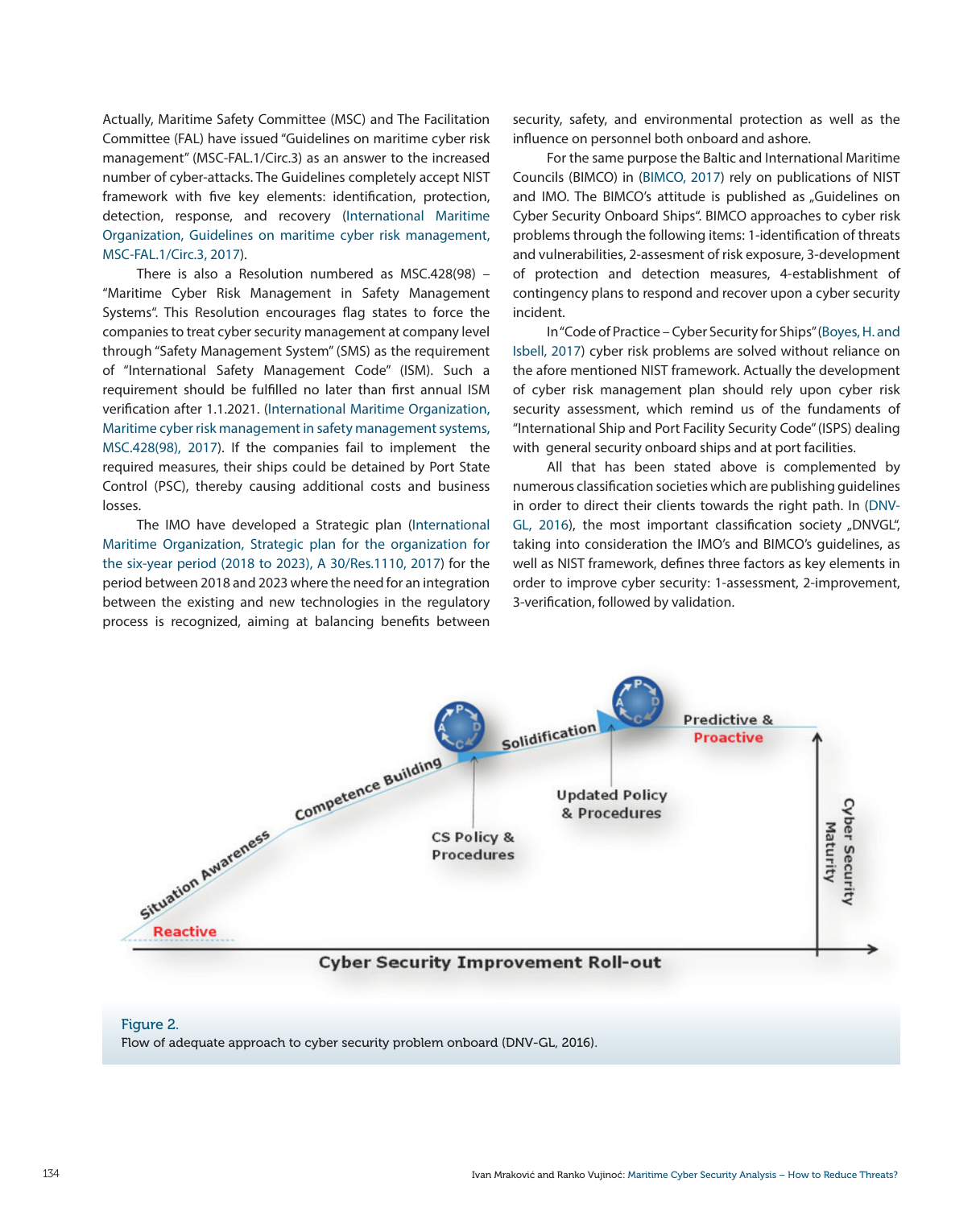Actually, Maritime Safety Committee (MSC) and The Facilitation Committee (FAL) have issued "Guidelines on maritime cyber risk management" (MSC-FAL.1/Circ.3) as an answer to the increased number of cyber-attacks. The Guidelines completely accept NIST framework with five key elements: identification, protection, detection, response, and recovery (International Maritime Organization, Guidelines on maritime cyber risk management, MSC-FAL.1/Circ.3, 2017).

There is also a Resolution numbered as MSC.428(98) – "Maritime Cyber Risk Management in Safety Management Systems". This Resolution encourages flag states to force the companies to treat cyber security management at company level through "Safety Management System" (SMS) as the requirement of "International Safety Management Code" (ISM). Such a requirement should be fulfilled no later than first annual ISM verification after 1.1.2021. (International Maritime Organization, Maritime cyber risk management in safety management systems, MSC.428(98), 2017). If the companies fail to implement the required measures, their ships could be detained by Port State Control (PSC), thereby causing additional costs and business losses.

The IMO have developed a Strategic plan (International Maritime Organization, Strategic plan for the organization for the six-year period (2018 to 2023), A 30/Res.1110, 2017) for the period between 2018 and 2023 where the need for an integration between the existing and new technologies in the regulatory process is recognized, aiming at balancing benefits between security, safety, and environmental protection as well as the influence on personnel both onboard and ashore.

For the same purpose the Baltic and International Maritime Councils (BIMCO) in (BIMCO, 2017) rely on publications of NIST and IMO. The BIMCO's attitude is published as „Guidelines on Cyber Security Onboard Ships". BIMCO approaches to cyber risk problems through the following items: 1-identification of threats and vulnerabilities, 2-assesment of risk exposure, 3-development of protection and detection measures, 4-establishment of contingency plans to respond and recover upon a cyber security incident.

In "Code of Practice – Cyber Security for Ships" (Boyes, H. and Isbell, 2017) cyber risk problems are solved without reliance on the afore mentioned NIST framework. Actually the development of cyber risk management plan should rely upon cyber risk security assessment, which remind us of the fundaments of "International Ship and Port Facility Security Code" (ISPS) dealing with general security onboard ships and at port facilities.

All that has been stated above is complemented by numerous classification societies which are publishing guidelines in order to direct their clients towards the right path. In (DNV-GL, 2016), the most important classification society „DNVGL", taking into consideration the IMO's and BIMCO's guidelines, as well as NIST framework, defines three factors as key elements in order to improve cyber security: 1-assessment, 2-improvement, 3-verification, followed by validation.

Figure 2.
Flow of adequate approach to cyber security problem onboard (DNV-GL, 2016).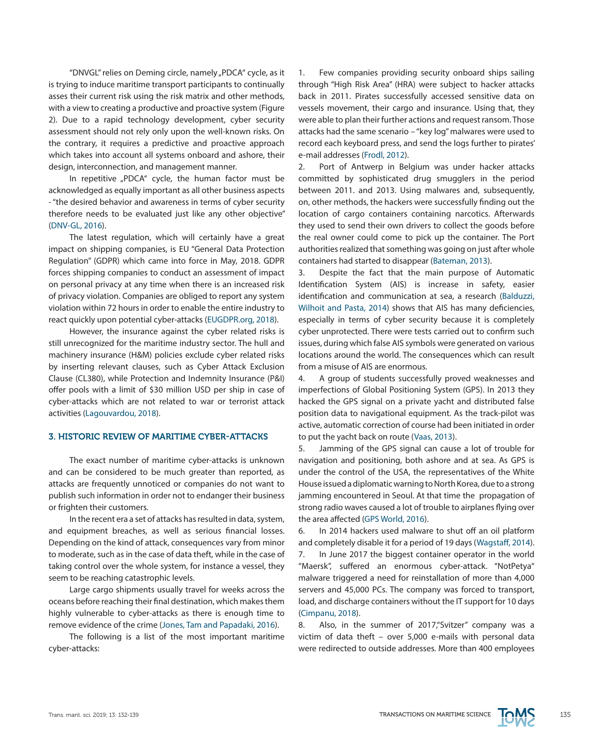"DNVGL" relies on Deming circle, namely „PDCA" cycle, as it is trying to induce maritime transport participants to continually asses their current risk using the risk matrix and other methods, with a view to creating a productive and proactive system (Figure 2). Due to a rapid technology development, cyber security assessment should not rely only upon the well-known risks. On the contrary, it requires a predictive and proactive approach which takes into account all systems onboard and ashore, their design, interconnection, and management manner.

In repetitive „PDCA" cycle, the human factor must be acknowledged as equally important as all other business aspects - "the desired behavior and awareness in terms of cyber security therefore needs to be evaluated just like any other objective" (DNV-GL, 2016).

The latest regulation, which will certainly have a great impact on shipping companies, is EU "General Data Protection Regulation" (GDPR) which came into force in May, 2018. GDPR forces shipping companies to conduct an assessment of impact on personal privacy at any time when there is an increased risk of privacy violation. Companies are obliged to report any system violation within 72 hours in order to enable the entire industry to react quickly upon potential cyber-attacks (EUGDPR.org, 2018).

However, the insurance against the cyber related risks is still unrecognized for the maritime industry sector. The hull and machinery insurance (H&M) policies exclude cyber related risks by inserting relevant clauses, such as Cyber Attack Exclusion Clause (CL380), while Protection and Indemnity Insurance (P&I) offer pools with a limit of $30 million USD per ship in case of cyber-attacks which are not related to war or terrorist attack activities (Lagouvardou, 2018).

## 3. HISTORIC REVIEW OF MARITIME CYBER-ATTACKS

The exact number of maritime cyber-attacks is unknown and can be considered to be much greater than reported, as attacks are frequently unnoticed or companies do not want to publish such information in order not to endanger their business or frighten their customers.

In the recent era a set of attacks has resulted in data, system, and equipment breaches, as well as serious financial losses. Depending on the kind of attack, consequences vary from minor to moderate, such as in the case of data theft, while in the case of taking control over the whole system, for instance a vessel, they seem to be reaching catastrophic levels.

Large cargo shipments usually travel for weeks across the oceans before reaching their final destination, which makes them highly vulnerable to cyber-attacks as there is enough time to remove evidence of the crime (Jones, Tam and Papadaki, 2016).

The following is a list of the most important maritime cyber-attacks:

1. Few companies providing security onboard ships sailing through "High Risk Area" (HRA) were subject to hacker attacks back in 2011. Pirates successfully accessed sensitive data on vessels movement, their cargo and insurance. Using that, they were able to plan their further actions and request ransom. Those attacks had the same scenario – "key log" malwares were used to record each keyboard press, and send the logs further to pirates' e-mail addresses (Frodl, 2012).
2. Port of Antwerp in Belgium was under hacker attacks committed by sophisticated drug smugglers in the period between 2011. and 2013. Using malwares and, subsequently, on, other methods, the hackers were successfully finding out the location of cargo containers containing narcotics. Afterwards they used to send their own drivers to collect the goods before the real owner could come to pick up the container. The Port authorities realized that something was going on just after whole containers had started to disappear (Bateman, 2013).
3. Despite the fact that the main purpose of Automatic Identification System (AIS) is increase in safety, easier identification and communication at sea, a research (Balduzzi, Wilhoit and Pasta, 2014) shows that AIS has many deficiencies, especially in terms of cyber security because it is completely cyber unprotected. There were tests carried out to confirm such issues, during which false AIS symbols were generated on various locations around the world. The consequences which can result from a misuse of AIS are enormous.
4. A group of students successfully proved weaknesses and imperfections of Global Positioning System (GPS). In 2013 they hacked the GPS signal on a private yacht and distributed false position data to navigational equipment. As the track-pilot was active, automatic correction of course had been initiated in order to put the yacht back on route (Vaas, 2013).
5. Jamming of the GPS signal can cause a lot of trouble for navigation and positioning, both ashore and at sea. As GPS is under the control of the USA, the representatives of the White House issued a diplomatic warning to North Korea, due to a strong jamming encountered in Seoul. At that time the propagation of strong radio waves caused a lot of trouble to airplanes flying over the area affected (GPS World, 2016).
6. In 2014 hackers used malware to shut off an oil platform and completely disable it for a period of 19 days (Wagstaff, 2014).
7. In June 2017 the biggest container operator in the world "Maersk", suffered an enormous cyber-attack. "NotPetya" malware triggered a need for reinstallation of more than 4,000 servers and 45,000 PCs. The company was forced to transport, load, and discharge containers without the IT support for 10 days (Cimpanu, 2018).
8. Also, in the summer of 2017,"Svitzer" company was a victim of data theft – over 5,000 e-mails with personal data were redirected to outside addresses. More than 400 employees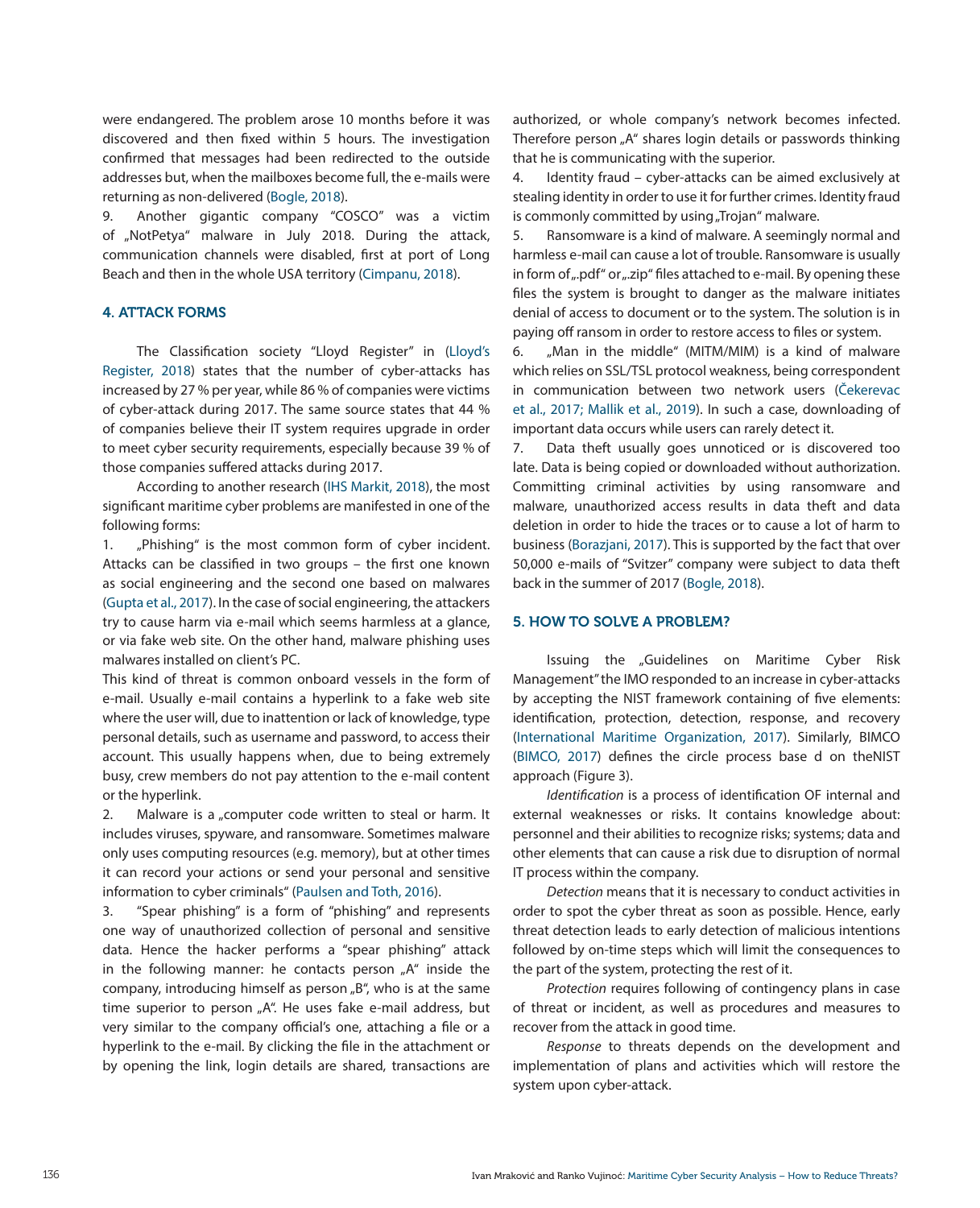were endangered. The problem arose 10 months before it was discovered and then fixed within 5 hours. The investigation confirmed that messages had been redirected to the outside addresses but, when the mailboxes become full, the e-mails were returning as non-delivered (Bogle, 2018).

9. Another gigantic company "COSCO" was a victim of „NotPetya" malware in July 2018. During the attack, communication channels were disabled, first at port of Long Beach and then in the whole USA territory (Cimpanu, 2018).

## 4. ATTACK FORMS

The Classification society "Lloyd Register" in (Lloyd's Register, 2018) states that the number of cyber-attacks has increased by 27 % per year, while 86 % of companies were victims of cyber-attack during 2017. The same source states that 44 % of companies believe their IT system requires upgrade in order to meet cyber security requirements, especially because 39 % of those companies suffered attacks during 2017.

According to another research (IHS Markit, 2018), the most significant maritime cyber problems are manifested in one of the following forms:

1. „Phishing" is the most common form of cyber incident. Attacks can be classified in two groups – the first one known as social engineering and the second one based on malwares (Gupta et al., 2017). In the case of social engineering, the attackers try to cause harm via e-mail which seems harmless at a glance, or via fake web site. On the other hand, malware phishing uses malwares installed on client's PC.

This kind of threat is common onboard vessels in the form of e-mail. Usually e-mail contains a hyperlink to a fake web site where the user will, due to inattention or lack of knowledge, type personal details, such as username and password, to access their account. This usually happens when, due to being extremely busy, crew members do not pay attention to the e-mail content or the hyperlink.

2. Malware is a „computer code written to steal or harm. It includes viruses, spyware, and ransomware. Sometimes malware only uses computing resources (e.g. memory), but at other times it can record your actions or send your personal and sensitive information to cyber criminals" (Paulsen and Toth, 2016).

3. "Spear phishing" is a form of "phishing" and represents one way of unauthorized collection of personal and sensitive data. Hence the hacker performs a "spear phishing" attack in the following manner: he contacts person „A" inside the company, introducing himself as person „B", who is at the same time superior to person „A". He uses fake e-mail address, but very similar to the company official's one, attaching a file or a hyperlink to the e-mail. By clicking the file in the attachment or by opening the link, login details are shared, transactions are authorized, or whole company's network becomes infected. Therefore person „A" shares login details or passwords thinking that he is communicating with the superior.

4. Identity fraud – cyber-attacks can be aimed exclusively at stealing identity in order to use it for further crimes. Identity fraud is commonly committed by using „Trojan" malware.

5. Ransomware is a kind of malware. A seemingly normal and harmless e-mail can cause a lot of trouble. Ransomware is usually in form of „.pdf" or „.zip" files attached to e-mail. By opening these files the system is brought to danger as the malware initiates denial of access to document or to the system. The solution is in paying off ransom in order to restore access to files or system.

6. „Man in the middle" (MITM/MIM) is a kind of malware which relies on SSL/TSL protocol weakness, being correspondent in communication between two network users (Čekerevac et al., 2017; Mallik et al., 2019). In such a case, downloading of important data occurs while users can rarely detect it.

7. Data theft usually goes unnoticed or is discovered too late. Data is being copied or downloaded without authorization. Committing criminal activities by using ransomware and malware, unauthorized access results in data theft and data deletion in order to hide the traces or to cause a lot of harm to business (Borazjani, 2017). This is supported by the fact that over 50,000 e-mails of "Svitzer" company were subject to data theft back in the summer of 2017 (Bogle, 2018).

## 5. HOW TO SOLVE A PROBLEM?

Issuing the „Guidelines on Maritime Cyber Risk Management" the IMO responded to an increase in cyber-attacks by accepting the NIST framework containing of five elements: identification, protection, detection, response, and recovery (International Maritime Organization, 2017). Similarly, BIMCO (BIMCO, 2017) defines the circle process base d on theNIST approach (Figure 3).

*Identification* is a process of identification OF internal and external weaknesses or risks. It contains knowledge about: personnel and their abilities to recognize risks; systems; data and other elements that can cause a risk due to disruption of normal IT process within the company.

*Detection* means that it is necessary to conduct activities in order to spot the cyber threat as soon as possible. Hence, early threat detection leads to early detection of malicious intentions followed by on-time steps which will limit the consequences to the part of the system, protecting the rest of it.

*Protection* requires following of contingency plans in case of threat or incident, as well as procedures and measures to recover from the attack in good time.

*Response* to threats depends on the development and implementation of plans and activities which will restore the system upon cyber-attack.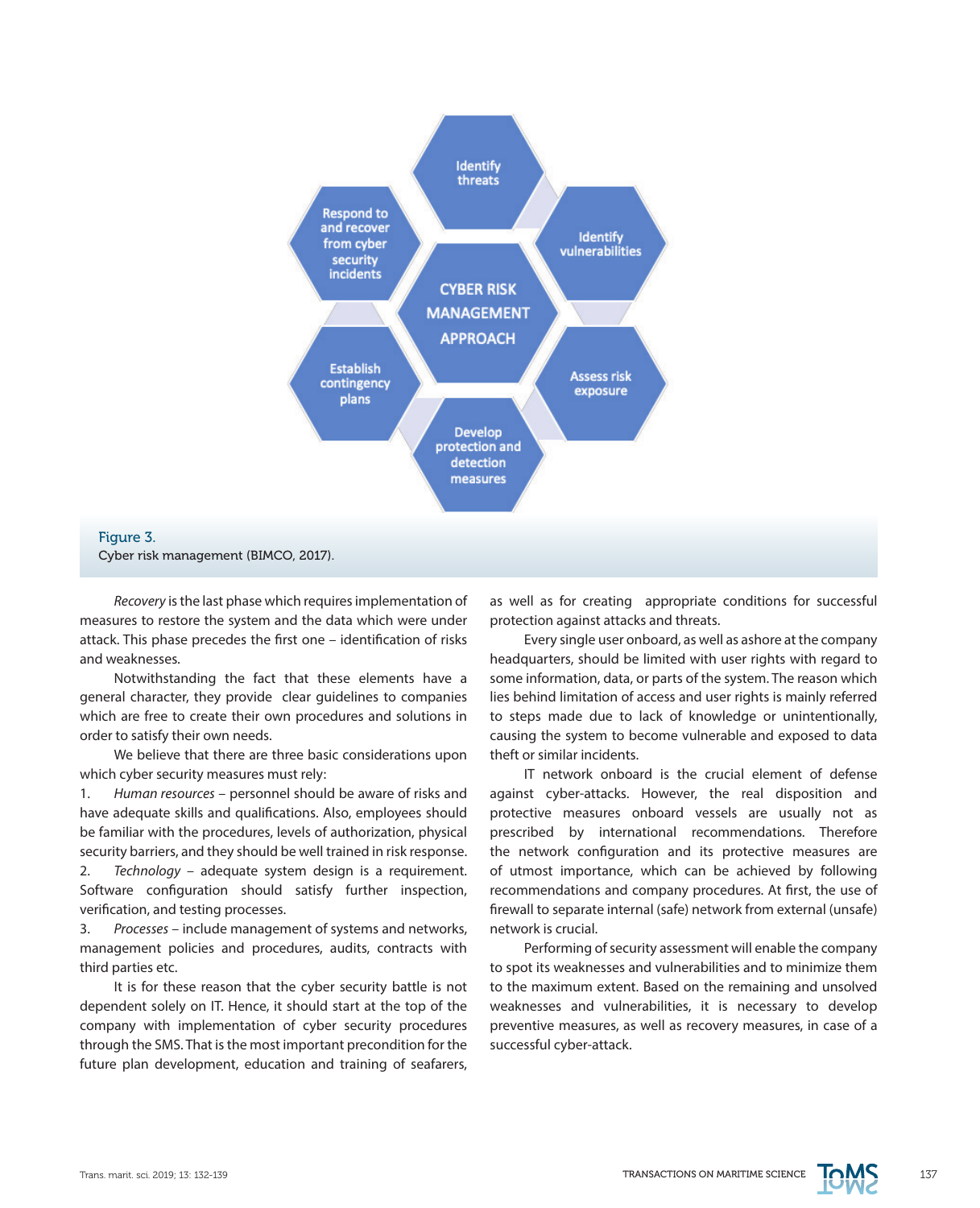Figure 3.
Cyber risk management (BIMCO, 2017).

*Recovery* is the last phase which requires implementation of measures to restore the system and the data which were under attack. This phase precedes the first one – identification of risks and weaknesses.

Notwithstanding the fact that these elements have a general character, they provide clear guidelines to companies which are free to create their own procedures and solutions in order to satisfy their own needs.

We believe that there are three basic considerations upon which cyber security measures must rely:

1. *Human resources* – personnel should be aware of risks and have adequate skills and qualifications. Also, employees should be familiar with the procedures, levels of authorization, physical security barriers, and they should be well trained in risk response.
2. *Technology* – adequate system design is a requirement. Software configuration should satisfy further inspection, verification, and testing processes.
3. *Processes* – include management of systems and networks, management policies and procedures, audits, contracts with third parties etc.

It is for these reason that the cyber security battle is not dependent solely on IT. Hence, it should start at the top of the company with implementation of cyber security procedures through the SMS. That is the most important precondition for the future plan development, education and training of seafarers, as well as for creating appropriate conditions for successful protection against attacks and threats.

Every single user onboard, as well as ashore at the company headquarters, should be limited with user rights with regard to some information, data, or parts of the system. The reason which lies behind limitation of access and user rights is mainly referred to steps made due to lack of knowledge or unintentionally, causing the system to become vulnerable and exposed to data theft or similar incidents.

IT network onboard is the crucial element of defense against cyber-attacks. However, the real disposition and protective measures onboard vessels are usually not as prescribed by international recommendations. Therefore the network configuration and its protective measures are of utmost importance, which can be achieved by following recommendations and company procedures. At first, the use of firewall to separate internal (safe) network from external (unsafe) network is crucial.

Performing of security assessment will enable the company to spot its weaknesses and vulnerabilities and to minimize them to the maximum extent. Based on the remaining and unsolved weaknesses and vulnerabilities, it is necessary to develop preventive measures, as well as recovery measures, in case of a successful cyber-attack.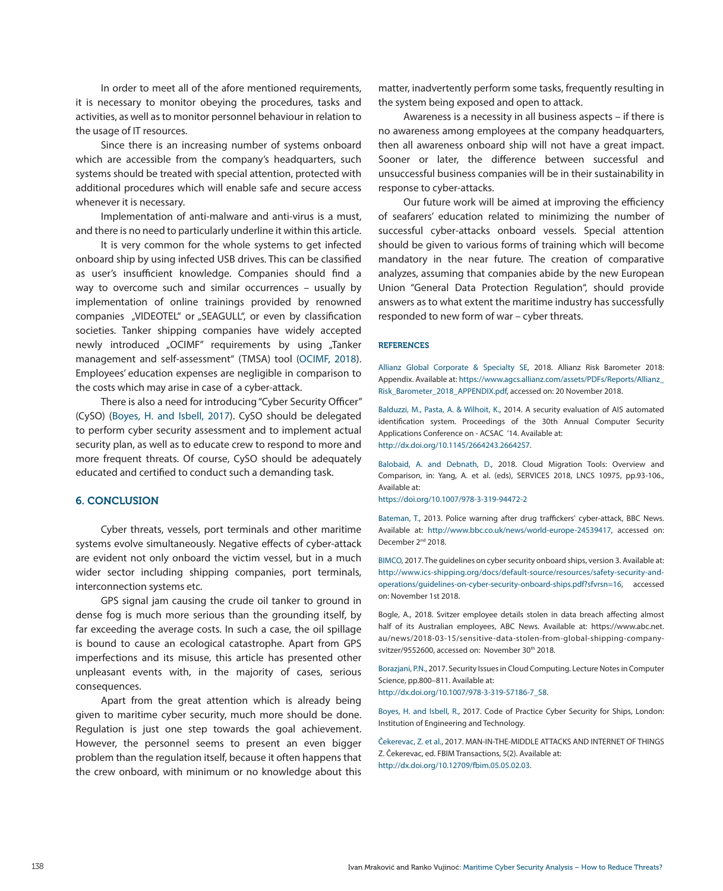In order to meet all of the afore mentioned requirements, it is necessary to monitor obeying the procedures, tasks and activities, as well as to monitor personnel behaviour in relation to the usage of IT resources.

Since there is an increasing number of systems onboard which are accessible from the company's headquarters, such systems should be treated with special attention, protected with additional procedures which will enable safe and secure access whenever it is necessary.

Implementation of anti-malware and anti-virus is a must, and there is no need to particularly underline it within this article.

It is very common for the whole systems to get infected onboard ship by using infected USB drives. This can be classified as user's insufficient knowledge. Companies should find a way to overcome such and similar occurrences – usually by implementation of online trainings provided by renowned companies „VIDEOTEL" or „SEAGULL", or even by classification societies. Tanker shipping companies have widely accepted newly introduced „OCIMF" requirements by using „Tanker management and self-assessment" (TMSA) tool (OCIMF, 2018). Employees' education expenses are negligible in comparison to the costs which may arise in case of a cyber-attack.

There is also a need for introducing "Cyber Security Officer" (CySO) (Boyes, H. and Isbell, 2017). CySO should be delegated to perform cyber security assessment and to implement actual security plan, as well as to educate crew to respond to more and more frequent threats. Of course, CySO should be adequately educated and certified to conduct such a demanding task.

## 6. CONCLUSION

Cyber threats, vessels, port terminals and other maritime systems evolve simultaneously. Negative effects of cyber-attack are evident not only onboard the victim vessel, but in a much wider sector including shipping companies, port terminals, interconnection systems etc.

GPS signal jam causing the crude oil tanker to ground in dense fog is much more serious than the grounding itself, by far exceeding the average costs. In such a case, the oil spillage is bound to cause an ecological catastrophe. Apart from GPS imperfections and its misuse, this article has presented other unpleasant events with, in the majority of cases, serious consequences.

Apart from the great attention which is already being given to maritime cyber security, much more should be done. Regulation is just one step towards the goal achievement. However, the personnel seems to present an even bigger problem than the regulation itself, because it often happens that the crew onboard, with minimum or no knowledge about this matter, inadvertently perform some tasks, frequently resulting in the system being exposed and open to attack.

Awareness is a necessity in all business aspects – if there is no awareness among employees at the company headquarters, then all awareness onboard ship will not have a great impact. Sooner or later, the difference between successful and unsuccessful business companies will be in their sustainability in response to cyber-attacks.

Our future work will be aimed at improving the efficiency of seafarers' education related to minimizing the number of successful cyber-attacks onboard vessels. Special attention should be given to various forms of training which will become mandatory in the near future. The creation of comparative analyzes, assuming that companies abide by the new European Union "General Data Protection Regulation", should provide answers as to what extent the maritime industry has successfully responded to new form of war – cyber threats.

## REFERENCES

Allianz Global Corporate & Specialty SE, 2018. Allianz Risk Barometer 2018: Appendix. Available at: https://www.agcs.allianz.com/assets/PDFs/Reports/Allianz_Risk_Barometer_2018_APPENDIX.pdf, accessed on: 20 November 2018.

Balduzzi, M., Pasta, A. & Wilhoit, K., 2014. A security evaluation of AIS automated identification system. Proceedings of the 30th Annual Computer Security Applications Conference on - ACSAC '14. Available at: http://dx.doi.org/10.1145/2664243.2664257.

Balobaid, A. and Debnath, D., 2018. Cloud Migration Tools: Overview and Comparison, in: Yang, A. et al. (eds), SERVICES 2018, LNCS 10975, pp.93-106., Available at: https://doi.org/10.1007/978-3-319-94472-2

Bateman, T., 2013. Police warning after drug traffickers' cyber-attack, BBC News. Available at: http://www.bbc.co.uk/news/world-europe-24539417, accessed on: December 2nd 2018.

BIMCO, 2017. The guidelines on cyber security onboard ships, version 3. Available at: http://www.ics-shipping.org/docs/default-source/resources/safety-security-and-operations/guidelines-on-cyber-security-onboard-ships.pdf?sfvrsn=16, accessed on: November 1st 2018.

Bogle, A., 2018. Svitzer employee details stolen in data breach affecting almost half of its Australian employees, ABC News. Available at: https://www.abc.net.au/news/2018-03-15/sensitive-data-stolen-from-global-shipping-company-svitzer/9552600, accessed on: November 30th 2018.

Borazjani, P.N., 2017. Security Issues in Cloud Computing. Lecture Notes in Computer Science, pp.800–811. Available at: http://dx.doi.org/10.1007/978-3-319-57186-7_58.

Boyes, H. and Isbell, R., 2017. Code of Practice Cyber Security for Ships, London: Institution of Engineering and Technology.

Čekerevac, Z. et al., 2017. MAN-IN-THE-MIDDLE ATTACKS AND INTERNET OF THINGS Z. Čekerevac, ed. FBIM Transactions, 5(2). Available at: http://dx.doi.org/10.12709/fbim.05.05.02.03.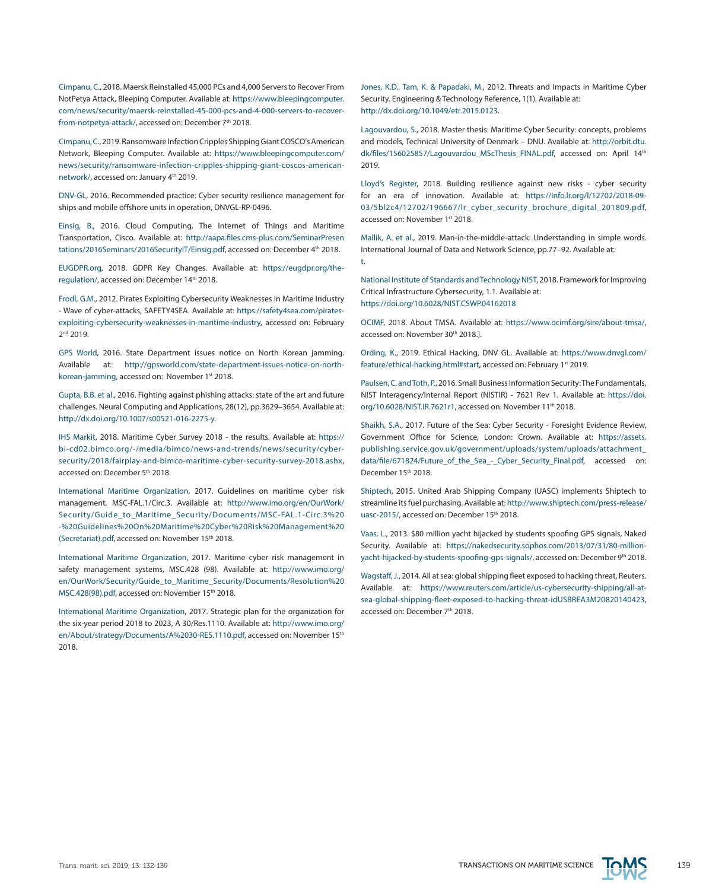Cimpanu, C., 2018. Maersk Reinstalled 45,000 PCs and 4,000 Servers to Recover From NotPetya Attack, Bleeping Computer. Available at: https://www.bleepingcomputer.com/news/security/maersk-reinstalled-45-000-pcs-and-4-000-servers-to-recover-from-notpetya-attack/, accessed on: December 7th 2018.

Cimpanu, C., 2019. Ransomware Infection Cripples Shipping Giant COSCO's American Network, Bleeping Computer. Available at: https://www.bleepingcomputer.com/news/security/ransomware-infection-cripples-shipping-giant-coscos-american-network/, accessed on: January 4th 2019.

DNV-GL, 2016. Recommended practice: Cyber security resilience management for ships and mobile offshore units in operation, DNVGL-RP-0496.

Einsig, B., 2016. Cloud Computing, The Internet of Things and Maritime Transportation, Cisco. Available at: http://aapa.files.cms-plus.com/SeminarPresentations/2016Seminars/2016SecurityIT/Einsig.pdf, accessed on: December 4th 2018.

EUGDPR.org, 2018. GDPR Key Changes. Available at: https://eugdpr.org/the-regulation/, accessed on: December 14th 2018.

Frodl, G.M., 2012. Pirates Exploiting Cybersecurity Weaknesses in Maritime Industry - Wave of cyber-attacks, SAFETY4SEA. Available at: https://safety4sea.com/pirates-exploiting-cybersecurity-weaknesses-in-maritime-industry, accessed on: February 2nd 2019.

GPS World, 2016. State Department issues notice on North Korean jamming. Available at: http://gpsworld.com/state-department-issues-notice-on-north-korean-jamming, accessed on: November 1st 2018.

Gupta, B.B. et al., 2016. Fighting against phishing attacks: state of the art and future challenges. Neural Computing and Applications, 28(12), pp.3629–3654. Available at: http://dx.doi.org/10.1007/s00521-016-2275-y.

IHS Markit, 2018. Maritime Cyber Survey 2018 - the results. Available at: https://bi-cd02.bimco.org/-/media/bimco/news-and-trends/news/security/cyber-security/2018/fairplay-and-bimco-maritime-cyber-security-survey-2018.ashx, accessed on: December 5th 2018.

International Maritime Organization, 2017. Guidelines on maritime cyber risk management, MSC-FAL.1/Circ.3. Available at: http://www.imo.org/en/OurWork/Security/Guide_to_Maritime_Security/Documents/MSC-FAL.1-Circ.3%20-%20Guidelines%20On%20Maritime%20Cyber%20Risk%20Management%20(Secretariat).pdf, accessed on: November 15th 2018.

International Maritime Organization, 2017. Maritime cyber risk management in safety management systems, MSC.428 (98). Available at: http://www.imo.org/en/OurWork/Security/Guide_to_Maritime_Security/Documents/Resolution%20MSC.428(98).pdf, accessed on: November 15th 2018.

International Maritime Organization, 2017. Strategic plan for the organization for the six-year period 2018 to 2023, A 30/Res.1110. Available at: http://www.imo.org/en/About/strategy/Documents/A%2030-RES.1110.pdf, accessed on: November 15th 2018.

Jones, K.D., Tam, K. & Papadaki, M., 2012. Threats and Impacts in Maritime Cyber Security. Engineering & Technology Reference, 1(1). Available at: http://dx.doi.org/10.1049/etr.2015.0123.

Lagouvardou, S., 2018. Master thesis: Maritime Cyber Security: concepts, problems and models, Technical University of Denmark – DNU. Available at: http://orbit.dtu.dk/files/156025857/Lagouvardou_MScThesis_FINAL.pdf, accessed on: April 14th 2019.

Lloyd's Register, 2018. Building resilience against new risks - cyber security for an era of innovation. Available at: https://info.lr.org/l/12702/2018-09-03/5bl2c4/12702/196667/lr_cyber_security_brochure_digital_201809.pdf, accessed on: November 1st 2018.

Mallik, A. et al., 2019. Man-in-the-middle-attack: Understanding in simple words. International Journal of Data and Network Science, pp.77–92. Available at: t.

National Institute of Standards and Technology NIST, 2018. Framework for Improving Critical Infrastructure Cybersecurity, 1.1. Available at: https://doi.org/10.6028/NIST.CSWP.04162018

OCIMF, 2018. About TMSA. Available at: https://www.ocimf.org/sire/about-tmsa/, accessed on: November 30th 2018.].

Ording, K., 2019. Ethical Hacking, DNV GL. Available at: https://www.dnvgl.com/feature/ethical-hacking.html#start, accessed on: February 1st 2019.

Paulsen, C. and Toth, P., 2016. Small Business Information Security: The Fundamentals, NIST Interagency/Internal Report (NISTIR) - 7621 Rev 1. Available at: https://doi.org/10.6028/NIST.IR.7621r1, accessed on: November 11th 2018.

Shaikh, S.A., 2017. Future of the Sea: Cyber Security - Foresight Evidence Review, Government Office for Science, London: Crown. Available at: https://assets.publishing.service.gov.uk/government/uploads/system/uploads/attachment_data/file/671824/Future_of_the_Sea_-_Cyber_Security_Final.pdf, accessed on: December 15th 2018.

Shiptech, 2015. United Arab Shipping Company (UASC) implements Shiptech to streamline its fuel purchasing. Available at: http://www.shiptech.com/press-release/uasc-2015/, accessed on: December 15th 2018.

Vaas, L., 2013. $80 million yacht hijacked by students spoofing GPS signals, Naked Security. Available at: https://nakedsecurity.sophos.com/2013/07/31/80-million-yacht-hijacked-by-students-spoofing-gps-signals/, accessed on: December 9th 2018.

Wagstaff, J., 2014. All at sea: global shipping fleet exposed to hacking threat, Reuters. Available at: https://www.reuters.com/article/us-cybersecurity-shipping/all-at-sea-global-shipping-fleet-exposed-to-hacking-threat-idUSBREA3M20820140423, accessed on: December 7th 2018.